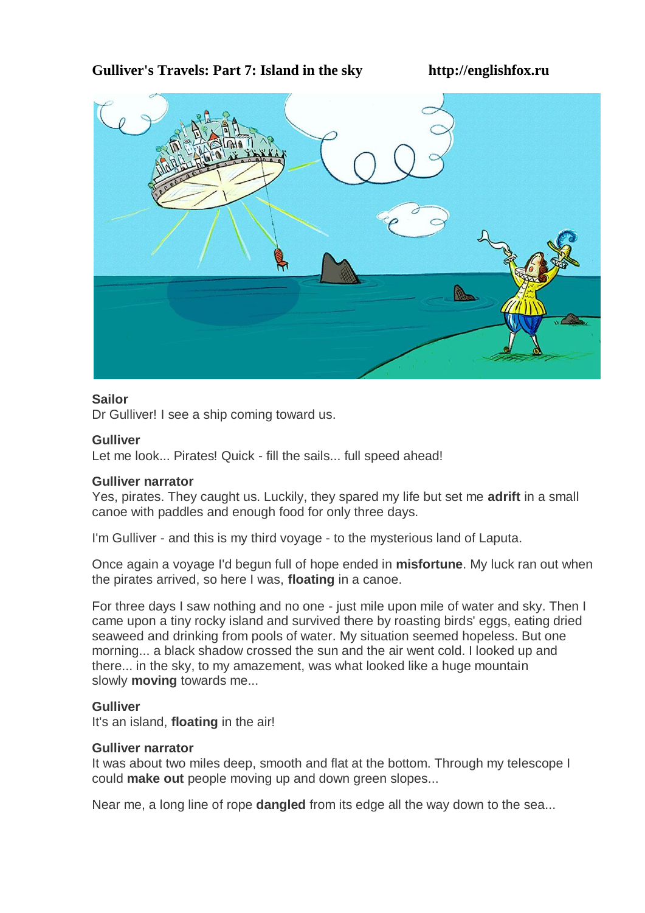# Gulliver's Travels: Part 7: Island in the sky

http://englishfox.ru

**Sailor**
Dr Gulliver! I see a ship coming toward us.

**Gulliver**
Let me look... Pirates! Quick - fill the sails... full speed ahead!

**Gulliver narrator**
Yes, pirates. They caught us. Luckily, they spared my life but set me **adrift** in a small canoe with paddles and enough food for only three days.

I'm Gulliver - and this is my third voyage - to the mysterious land of Laputa.

Once again a voyage I'd begun full of hope ended in **misfortune**. My luck ran out when the pirates arrived, so here I was, **floating** in a canoe.

For three days I saw nothing and no one - just mile upon mile of water and sky. Then I came upon a tiny rocky island and survived there by roasting birds' eggs, eating dried seaweed and drinking from pools of water. My situation seemed hopeless. But one morning... a black shadow crossed the sun and the air went cold. I looked up and there... in the sky, to my amazement, was what looked like a huge mountain slowly **moving** towards me...

**Gulliver**
It's an island, **floating** in the air!

**Gulliver narrator**
It was about two miles deep, smooth and flat at the bottom. Through my telescope I could **make out** people moving up and down green slopes...

Near me, a long line of rope **dangled** from its edge all the way down to the sea...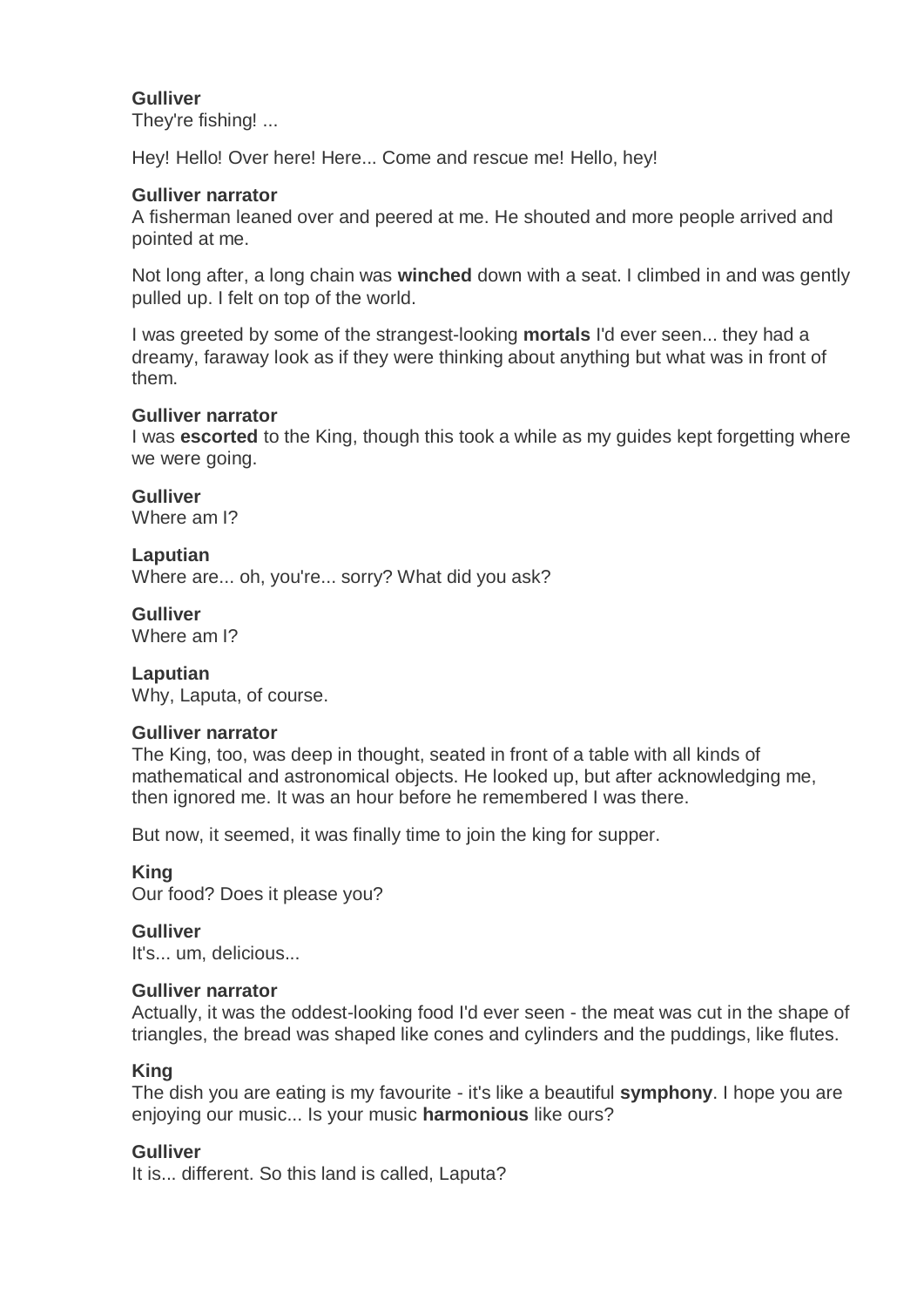**Gulliver**
They're fishing! ...

Hey! Hello! Over here! Here... Come and rescue me! Hello, hey!

**Gulliver narrator**
A fisherman leaned over and peered at me. He shouted and more people arrived and pointed at me.

Not long after, a long chain was **winched** down with a seat. I climbed in and was gently pulled up. I felt on top of the world.

I was greeted by some of the strangest-looking **mortals** I'd ever seen... they had a dreamy, faraway look as if they were thinking about anything but what was in front of them.

**Gulliver narrator**
I was **escorted** to the King, though this took a while as my guides kept forgetting where we were going.

**Gulliver**
Where am I?

**Laputian**
Where are... oh, you're... sorry? What did you ask?

**Gulliver**
Where am I?

**Laputian**
Why, Laputa, of course.

**Gulliver narrator**
The King, too, was deep in thought, seated in front of a table with all kinds of mathematical and astronomical objects. He looked up, but after acknowledging me, then ignored me. It was an hour before he remembered I was there.

But now, it seemed, it was finally time to join the king for supper.

**King**
Our food? Does it please you?

**Gulliver**
It's... um, delicious...

**Gulliver narrator**
Actually, it was the oddest-looking food I'd ever seen - the meat was cut in the shape of triangles, the bread was shaped like cones and cylinders and the puddings, like flutes.

**King**
The dish you are eating is my favourite - it's like a beautiful **symphony**. I hope you are enjoying our music... Is your music **harmonious** like ours?

**Gulliver**
It is... different. So this land is called, Laputa?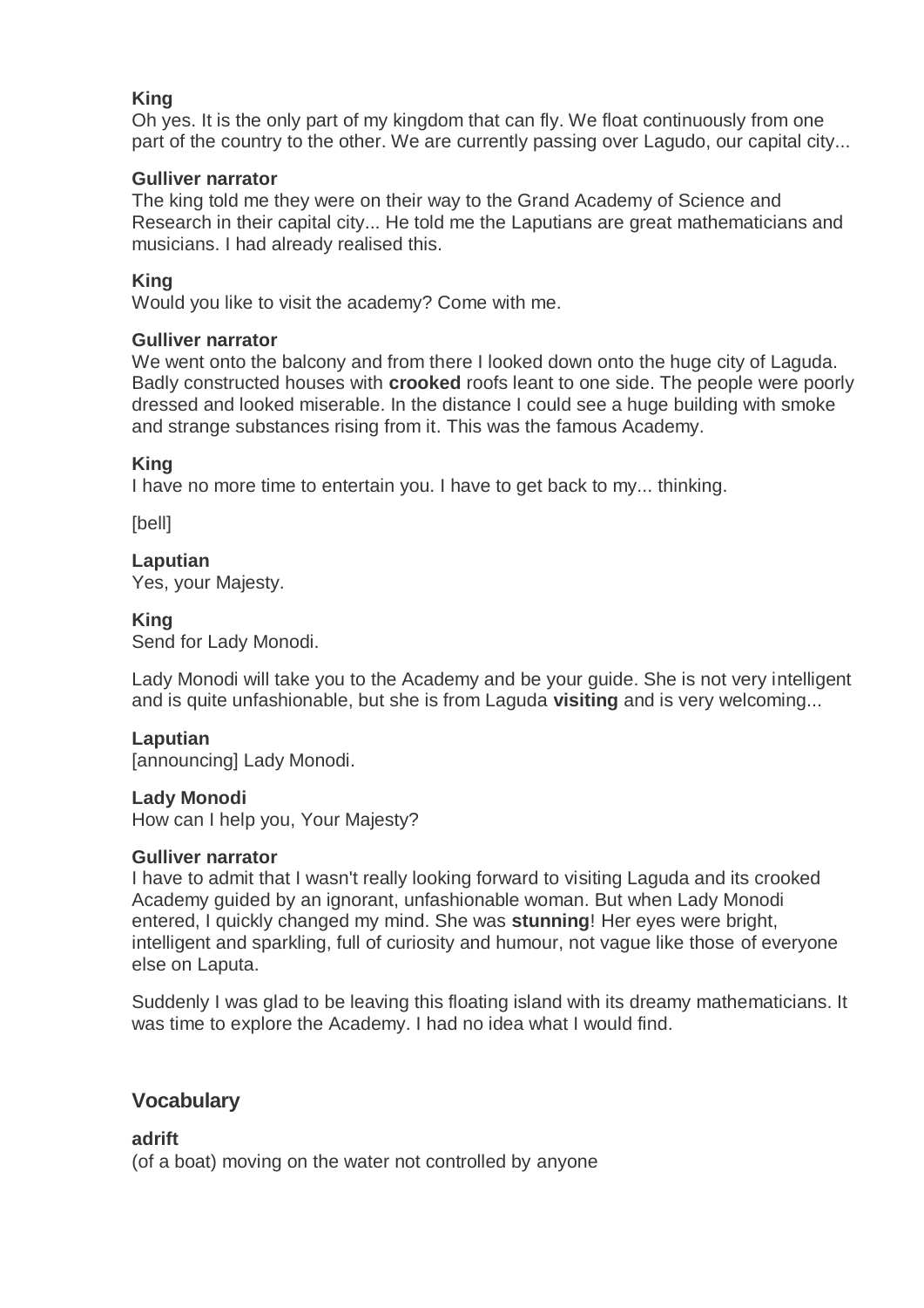**King**
Oh yes. It is the only part of my kingdom that can fly. We float continuously from one part of the country to the other. We are currently passing over Lagudo, our capital city...

**Gulliver narrator**
The king told me they were on their way to the Grand Academy of Science and Research in their capital city... He told me the Laputians are great mathematicians and musicians. I had already realised this.

**King**
Would you like to visit the academy? Come with me.

**Gulliver narrator**
We went onto the balcony and from there I looked down onto the huge city of Laguda. Badly constructed houses with **crooked** roofs leant to one side. The people were poorly dressed and looked miserable. In the distance I could see a huge building with smoke and strange substances rising from it. This was the famous Academy.

**King**
I have no more time to entertain you. I have to get back to my... thinking.

[bell]

**Laputian**
Yes, your Majesty.

**King**
Send for Lady Monodi.

Lady Monodi will take you to the Academy and be your guide. She is not very intelligent and is quite unfashionable, but she is from Laguda **visiting** and is very welcoming...

**Laputian**
[announcing] Lady Monodi.

**Lady Monodi**
How can I help you, Your Majesty?

**Gulliver narrator**
I have to admit that I wasn't really looking forward to visiting Laguda and its crooked Academy guided by an ignorant, unfashionable woman. But when Lady Monodi entered, I quickly changed my mind. She was **stunning**! Her eyes were bright, intelligent and sparkling, full of curiosity and humour, not vague like those of everyone else on Laputa.

Suddenly I was glad to be leaving this floating island with its dreamy mathematicians. It was time to explore the Academy. I had no idea what I would find.

## Vocabulary

**adrift**
(of a boat) moving on the water not controlled by anyone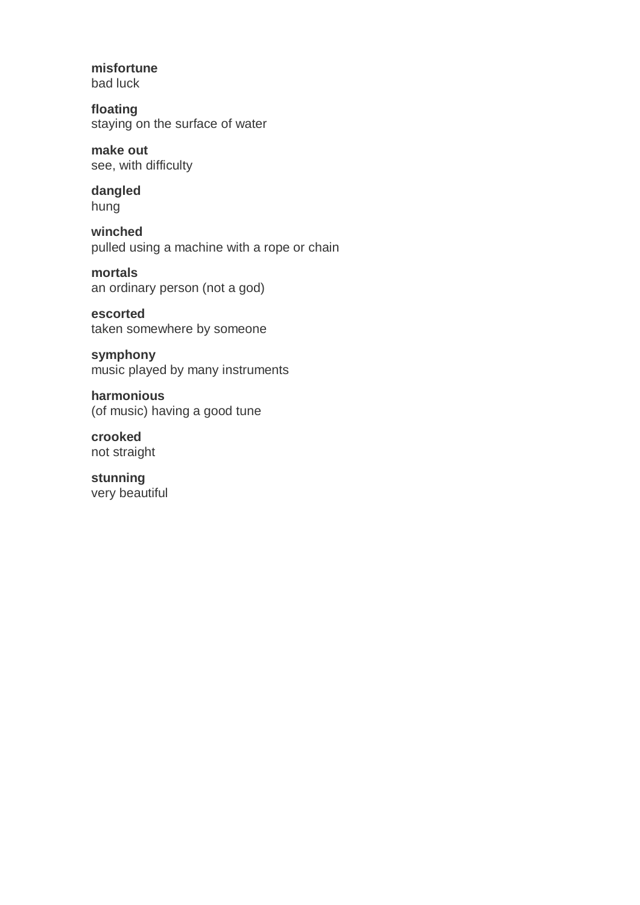**misfortune**
bad luck

**floating**
staying on the surface of water

**make out**
see, with difficulty

**dangled**
hung

**winched**
pulled using a machine with a rope or chain

**mortals**
an ordinary person (not a god)

**escorted**
taken somewhere by someone

**symphony**
music played by many instruments

**harmonious**
(of music) having a good tune

**crooked**
not straight

**stunning**
very beautiful